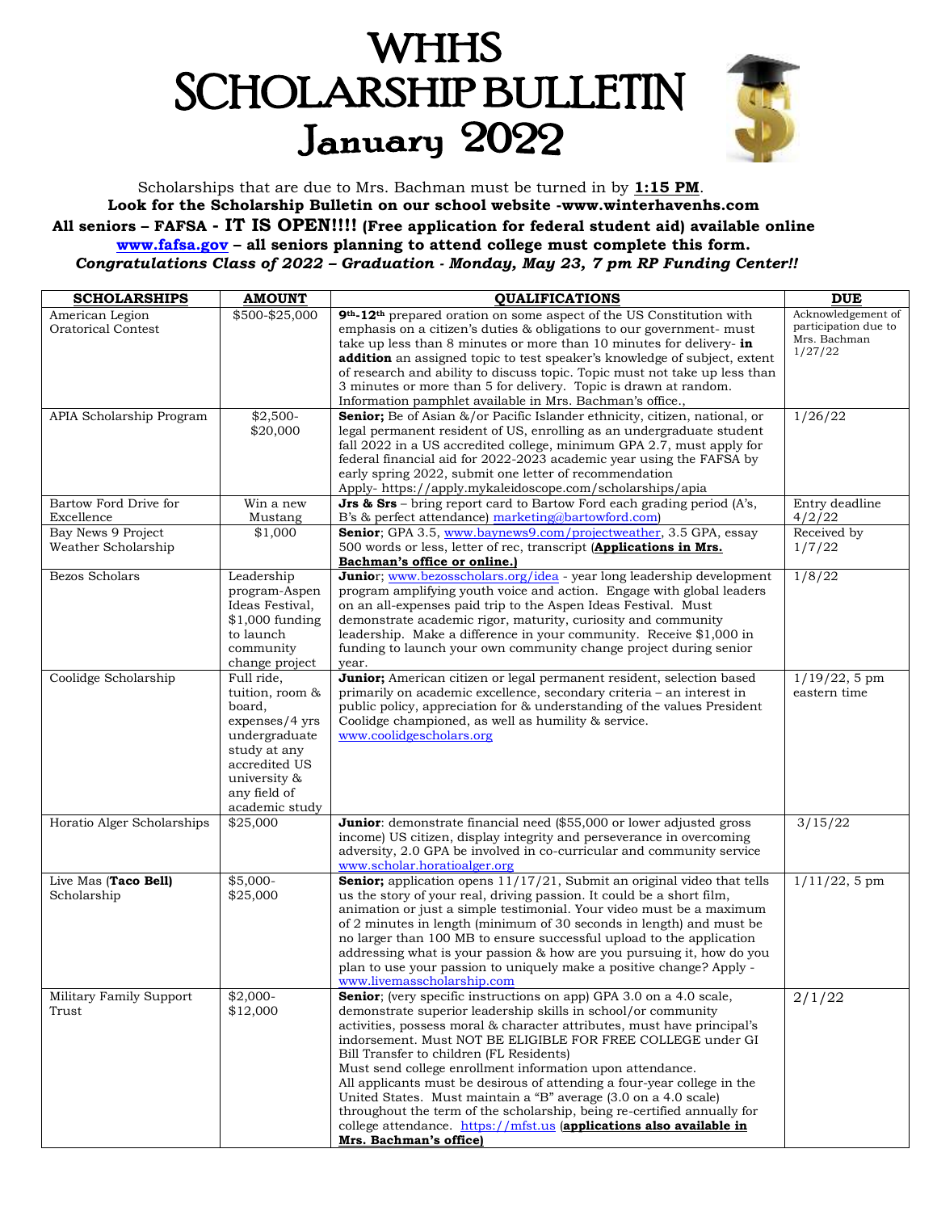# WHHS
# SCHOLARSHIP BULLETIN
## January 2022

Scholarships that are due to Mrs. Bachman must be turned in by **1:15 PM**.

**Look for the Scholarship Bulletin on our school website -www.winterhavenhs.com**

**All seniors – FAFSA - IT IS OPEN!!!! (Free application for federal student aid) available online www.fafsa.gov – all seniors planning to attend college must complete this form.**

***Congratulations Class of 2022 – Graduation - Monday, May 23, 7 pm RP Funding Center!!***

| SCHOLARSHIPS | AMOUNT | QUALIFICATIONS | DUE |
|---|---|---|---|
| American Legion Oratorical Contest | $500-$25,000 | **9th-12th** prepared oration on some aspect of the US Constitution with emphasis on a citizen's duties & obligations to our government- must take up less than 8 minutes or more than 10 minutes for delivery- **in addition** an assigned topic to test speaker's knowledge of subject, extent of research and ability to discuss topic. Topic must not take up less than 3 minutes or more than 5 for delivery. Topic is drawn at random. Information pamphlet available in Mrs. Bachman's office., | Acknowledgement of participation due to Mrs. Bachman 1/27/22 |
| APIA Scholarship Program | $2,500-$20,000 | **Senior;** Be of Asian &/or Pacific Islander ethnicity, citizen, national, or legal permanent resident of US, enrolling as an undergraduate student fall 2022 in a US accredited college, minimum GPA 2.7, must apply for federal financial aid for 2022-2023 academic year using the FAFSA by early spring 2022, submit one letter of recommendation Apply- https://apply.mykaleidoscope.com/scholarships/apia | 1/26/22 |
| Bartow Ford Drive for Excellence | Win a new Mustang | **Jrs & Srs** – bring report card to Bartow Ford each grading period (A's, B's & perfect attendance) marketing@bartowford.com) | Entry deadline 4/2/22 |
| Bay News 9 Project Weather Scholarship | $1,000 | **Senior**; GPA 3.5, www.baynews9.com/projectweather, 3.5 GPA, essay 500 words or less, letter of rec, transcript (**Applications in Mrs. Bachman's office or online.)** | Received by 1/7/22 |
| Bezos Scholars | Leadership program-Aspen Ideas Festival, $1,000 funding to launch community change project | **Junior**; www.bezosscholars.org/idea - year long leadership development program amplifying youth voice and action. Engage with global leaders on an all-expenses paid trip to the Aspen Ideas Festival. Must demonstrate academic rigor, maturity, curiosity and community leadership. Make a difference in your community. Receive $1,000 in funding to launch your own community change project during senior year. | 1/8/22 |
| Coolidge Scholarship | Full ride, tuition, room & board, expenses/4 yrs undergraduate study at any accredited US university & any field of academic study | **Junior;** American citizen or legal permanent resident, selection based primarily on academic excellence, secondary criteria – an interest in public policy, appreciation for & understanding of the values President Coolidge championed, as well as humility & service. www.coolidgescholars.org | 1/19/22, 5 pm eastern time |
| Horatio Alger Scholarships | $25,000 | **Junior**: demonstrate financial need ($55,000 or lower adjusted gross income) US citizen, display integrity and perseverance in overcoming adversity, 2.0 GPA be involved in co-curricular and community service www.scholar.horatioalger.org | 3/15/22 |
| Live Mas (**Taco Bell**) Scholarship | $5,000-$25,000 | **Senior;** application opens 11/17/21, Submit an original video that tells us the story of your real, driving passion. It could be a short film, animation or just a simple testimonial. Your video must be a maximum of 2 minutes in length (minimum of 30 seconds in length) and must be no larger than 100 MB to ensure successful upload to the application addressing what is your passion & how are you pursuing it, how do you plan to use your passion to uniquely make a positive change? Apply - www.livemasscholarship.com | 1/11/22, 5 pm |
| Military Family Support Trust | $2,000-$12,000 | **Senior**; (very specific instructions on app) GPA 3.0 on a 4.0 scale, demonstrate superior leadership skills in school/or community activities, possess moral & character attributes, must have principal's indorsement. Must NOT BE ELIGIBLE FOR FREE COLLEGE under GI Bill Transfer to children (FL Residents) Must send college enrollment information upon attendance. All applicants must be desirous of attending a four-year college in the United States. Must maintain a "B" average (3.0 on a 4.0 scale) throughout the term of the scholarship, being re-certified annually for college attendance. https://mfst.us (**applications also available in Mrs. Bachman's office)** | 2/1/22 |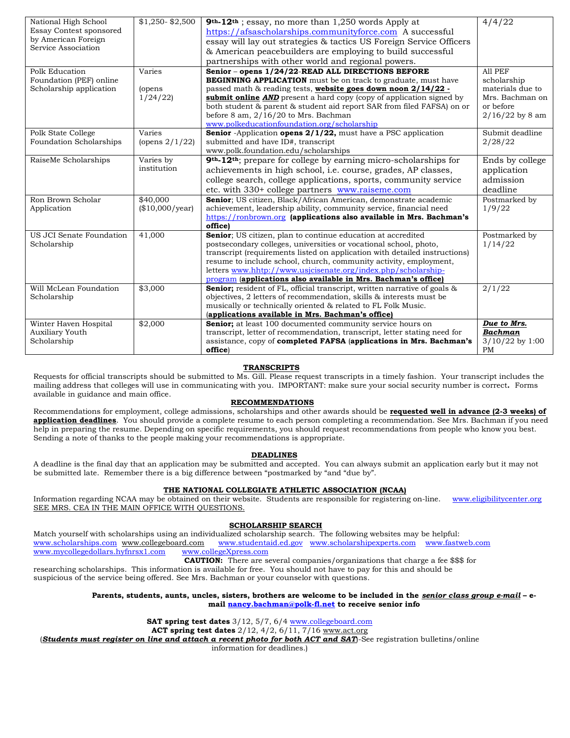| | | | |
|---|---|---|---|
| National High School Essay Contest sponsored by American Foreign Service Association | $1,250- $2,500 | **9th-12th** ; essay, no more than 1,250 words Apply at https://afsascholarships.communityforce.com A successful essay will lay out strategies & tactics US Foreign Service Officers & American peacebuilders are employing to build successful partnerships with other world and regional powers. | 4/4/22 |
| Polk Education Foundation (PEF) online Scholarship application | Varies (opens 1/24/22) | **Senior – opens 1/24/22-READ ALL DIRECTIONS BEFORE BEGINNING APPLICATION** must be on track to graduate, must have passed math & reading tests, **website goes down noon 2/14/22 - submit online *AND*** present a hard copy (copy of application signed by both student & parent & student aid report SAR from filed FAFSA) on or before 8 am, 2/16/20 to Mrs. Bachman www.polkeducationfoundation.org/scholarship | All PEF scholarship materials due to Mrs. Bachman on or before 2/16/22 by 8 am |
| Polk State College Foundation Scholarships | Varies (opens 2/1/22) | **Senior** -Application **opens 2/1/22,** must have a PSC application submitted and have ID#, transcript www.polk.foundation.edu/scholarships | Submit deadline 2/28/22 |
| RaiseMe Scholarships | Varies by institution | **9th-12th**; prepare for college by earning micro-scholarships for achievements in high school, i.e. course, grades, AP classes, college search, college applications, sports, community service etc. with 330+ college partners www.raiseme.com | Ends by college application admission deadline |
| Ron Brown Scholar Application | $40,000 ($10,000/year) | **Senior**; US citizen, Black/African American, demonstrate academic achievement, leadership ability, community service, financial need https://ronbrown.org **(applications also available in Mrs. Bachman's office)** | Postmarked by 1/9/22 |
| US JCI Senate Foundation Scholarship | 41,000 | **Senior**; US citizen, plan to continue education at accredited postsecondary colleges, universities or vocational school, photo, transcript (requirements listed on application with detailed instructions) resume to include school, church, community activity, employment, letters www.hhtp://www.usjcisenate.org/index.php/scholarship-program **(applications also available in Mrs. Bachman's office)** | Postmarked by 1/14/22 |
| Will McLean Foundation Scholarship | $3,000 | **Senior;** resident of FL, official transcript, written narrative of goals & objectives, 2 letters of recommendation, skills & interests must be musically or technically oriented & related to FL Folk Music. **(applications available in Mrs. Bachman's office)** | 2/1/22 |
| Winter Haven Hospital Auxiliary Youth Scholarship | $2,000 | **Senior;** at least 100 documented community service hours on transcript, letter of recommendation, transcript, letter stating need for assistance, copy of **completed FAFSA (applications in Mrs. Bachman's office)** | ***Due to Mrs. Bachman*** 3/10/22 by 1:00 PM |

**TRANSCRIPTS**

Requests for official transcripts should be submitted to Ms. Gill. Please request transcripts in a timely fashion. Your transcript includes the mailing address that colleges will use in communicating with you. IMPORTANT: make sure your social security number is correct**.** Forms available in guidance and main office.

**RECOMMENDATIONS**

Recommendations for employment, college admissions, scholarships and other awards should be **requested well in advance (2-3 weeks) of application deadlines**. You should provide a complete resume to each person completing a recommendation. See Mrs. Bachman if you need help in preparing the resume. Depending on specific requirements, you should request recommendations from people who know you best. Sending a note of thanks to the people making your recommendations is appropriate.

**DEADLINES**

A deadline is the final day that an application may be submitted and accepted. You can always submit an application early but it may not be submitted late. Remember there is a big difference between "postmarked by "and "due by".

**THE NATIONAL COLLEGIATE ATHLETIC ASSOCIATION (NCAA)**

Information regarding NCAA may be obtained on their website. Students are responsible for registering on-line. www.eligibilitycenter.org SEE MRS. CEA IN THE MAIN OFFICE WITH QUESTIONS.

**SCHOLARSHIP SEARCH**

Match yourself with scholarships using an individualized scholarship search. The following websites may be helpful: www.scholarships.com www.collegeboard.com www.studentaid.ed.gov www.scholarshipexperts.com www.fastweb.com www.mycollegedollars.hyfnrsx1.com www.collegeXpress.com

**CAUTION:** There are several companies/organizations that charge a fee $$$ for researching scholarships. This information is available for free. You should not have to pay for this and should be suspicious of the service being offered. See Mrs. Bachman or your counselor with questions.

**Parents, students, aunts, uncles, sisters, brothers are welcome to be included in the *senior class group e-mail* – e-mail nancy.bachman@polk-fl.net to receive senior info**

**SAT spring test dates** 3/12, 5/7, 6/4 www.collegeboard.com

**ACT spring test dates** 2/12, 4/2, 6/11, 7/16 www.act.org

(***Students must register on line and attach a recent photo for both ACT and SAT***)-See registration bulletins/online information for deadlines.)